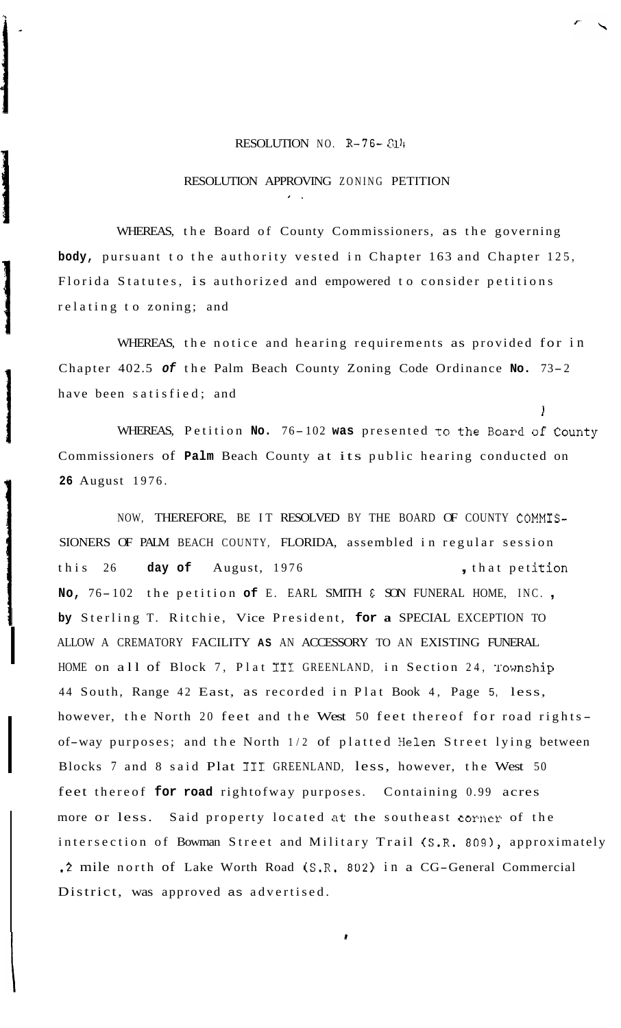RESOLUTION NO. R-76-814

RESOLUTION APPROVING ZONING PETITION

WHEREAS, the Board of County Commissioners, as the governing **body,** pursuant to the authority vested in Chapter 163 and Chapter 125, Florida Statutes, is authorized and empowered to consider petitions relating to zoning; and

WHEREAS, the notice and hearing requirements as provided for in Chapter 402.5 ***of*** the Palm Beach County Zoning Code Ordinance **No.** 73-2 have been satisfied; and

WHEREAS, Petition **No.** 76-102 **was** presented to the Board of County Commissioners of **Palm** Beach County at its public hearing conducted on **26** August 1976.

NOW, THEREFORE, BE IT RESOLVED BY THE BOARD OF COUNTY COMMISSIONERS OF PALM BEACH COUNTY, FLORIDA, assembled in regular session this 26 **day of** August, 1976 , that petition **No,** 76-102 the petition **of** E. EARL SMITH & SON FUNERAL HOME, INC., **by** Sterling T. Ritchie, Vice President, **for a** SPECIAL EXCEPTION TO ALLOW A CREMATORY FACILITY **AS** AN ACCESSORY TO AN EXISTING FUNERAL HOME on all of Block 7, Plat III GREENLAND, in Section 24, Township 44 South, Range 42 East, as recorded in Plat Book 4, Page 5, less, however, the North 20 feet and the West 50 feet thereof for road rights-of-way purposes; and the North 1/2 of platted Helen Street lying between Blocks 7 and 8 said Plat III GREENLAND, less, however, the West 50 feet thereof **for road** rightofway purposes. Containing 0.99 acres more or less. Said property located at the southeast corner of the intersection of Bowman Street and Military Trail (S.R. 809), approximately .2 mile north of Lake Worth Road (S.R. 802) in a CG-General Commercial District, was approved as advertised.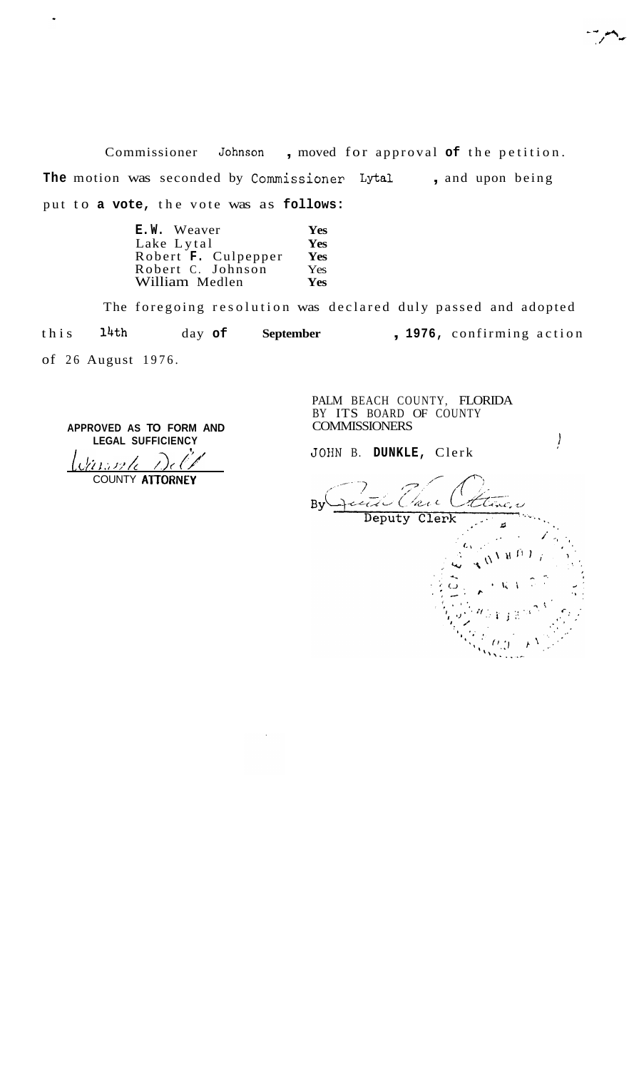Commissioner Johnson, moved for approval of the petition. The motion was seconded by Commissioner Lytal, and upon being put to a vote, the vote was as follows:

| | |
|---|---|
| E.W. Weaver | Yes |
| Lake Lytal | Yes |
| Robert F. Culpepper | Yes |
| Robert C. Johnson | Yes |
| William Medlen | Yes |

The foregoing resolution was declared duly passed and adopted this 14th day of September, 1976, confirming action of 26 August 1976.

APPROVED AS TO FORM AND LEGAL SUFFICIENCY

COUNTY ATTORNEY

PALM BEACH COUNTY, FLORIDA
BY ITS BOARD OF COUNTY COMMISSIONERS

JOHN B. DUNKLE, Clerk

By
Deputy Clerk